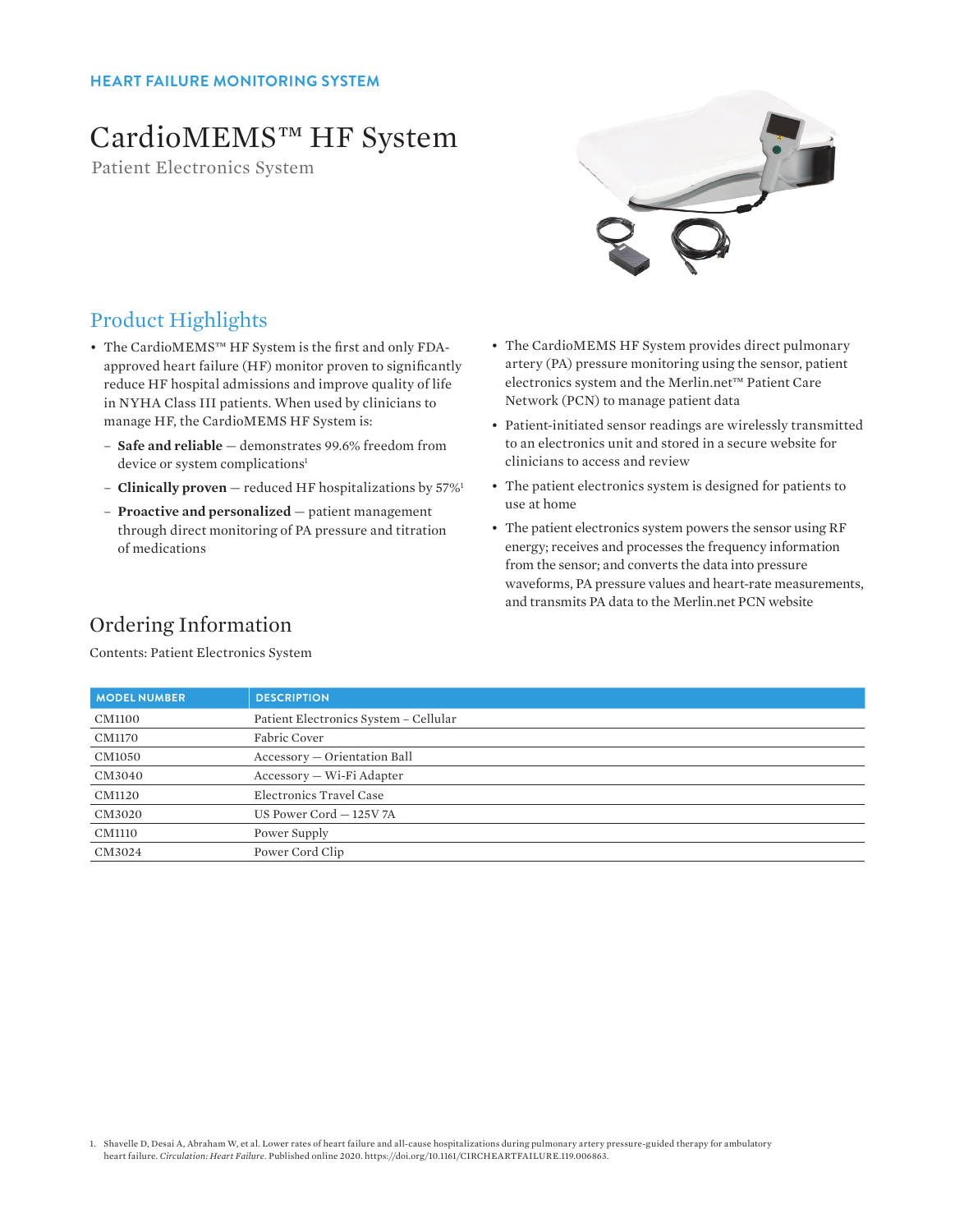HEART FAILURE MONITORING SYSTEM

# CardioMEMS™ HF System

Patient Electronics System

## Product Highlights

- The CardioMEMS™ HF System is the first and only FDA-approved heart failure (HF) monitor proven to significantly reduce HF hospital admissions and improve quality of life in NYHA Class III patients. When used by clinicians to manage HF, the CardioMEMS HF System is:
  - **Safe and reliable** — demonstrates 99.6% freedom from device or system complications[1]
  - **Clinically proven** — reduced HF hospitalizations by 57%[1]
  - **Proactive and personalized** — patient management through direct monitoring of PA pressure and titration of medications
- The CardioMEMS HF System provides direct pulmonary artery (PA) pressure monitoring using the sensor, patient electronics system and the Merlin.net™ Patient Care Network (PCN) to manage patient data
- Patient-initiated sensor readings are wirelessly transmitted to an electronics unit and stored in a secure website for clinicians to access and review
- The patient electronics system is designed for patients to use at home
- The patient electronics system powers the sensor using RF energy; receives and processes the frequency information from the sensor; and converts the data into pressure waveforms, PA pressure values and heart-rate measurements, and transmits PA data to the Merlin.net PCN website

## Ordering Information

Contents: Patient Electronics System

| MODEL NUMBER | DESCRIPTION |
|---|---|
| CM1100 | Patient Electronics System – Cellular |
| CM1170 | Fabric Cover |
| CM1050 | Accessory — Orientation Ball |
| CM3040 | Accessory — Wi-Fi Adapter |
| CM1120 | Electronics Travel Case |
| CM3020 | US Power Cord — 125V 7A |
| CM1110 | Power Supply |
| CM3024 | Power Cord Clip |

1. Shavelle D, Desai A, Abraham W, et al. Lower rates of heart failure and all-cause hospitalizations during pulmonary artery pressure-guided therapy for ambulatory heart failure. *Circulation: Heart Failure*. Published online 2020. https://doi.org/10.1161/CIRCHEARTFAILURE.119.006863.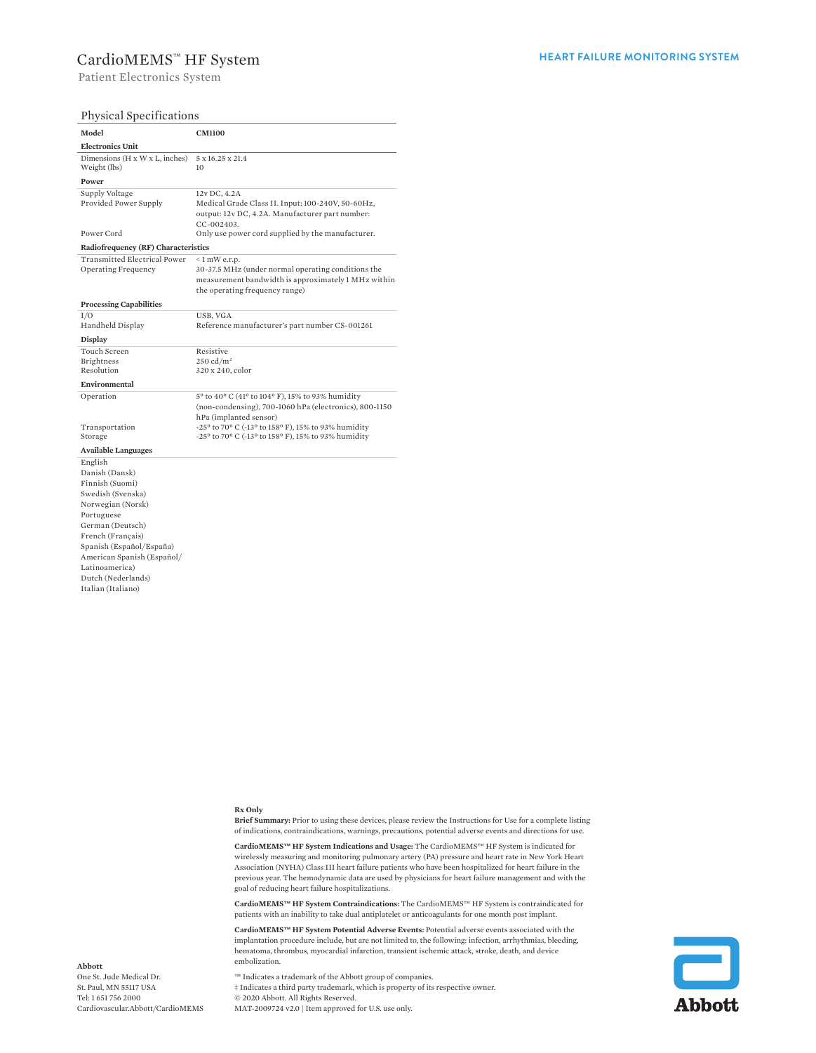# CardioMEMS™ HF System

Patient Electronics System

HEART FAILURE MONITORING SYSTEM

## Physical Specifications

| Model | CM1100 |
|---|---|
| **Electronics Unit** | |
| Dimensions (H x W x L, inches) | 5 x 16.25 x 21.4 |
| Weight (lbs) | 10 |
| **Power** | |
| Supply Voltage | 12v DC, 4.2A |
| Provided Power Supply | Medical Grade Class II. Input: 100-240V, 50-60Hz, output: 12v DC, 4.2A. Manufacturer part number: CC-002403. |
| Power Cord | Only use power cord supplied by the manufacturer. |
| **Radiofrequency (RF) Characteristics** | |
| Transmitted Electrical Power | < 1 mW e.r.p. |
| Operating Frequency | 30-37.5 MHz (under normal operating conditions the measurement bandwidth is approximately 1 MHz within the operating frequency range) |
| **Processing Capabilities** | |
| I/O | USB, VGA |
| Handheld Display | Reference manufacturer's part number CS-001261 |
| **Display** | |
| Touch Screen | Resistive |
| Brightness | 250 cd/m² |
| Resolution | 320 x 240, color |
| **Environmental** | |
| Operation | 5° to 40° C (41° to 104° F), 15% to 93% humidity (non-condensing), 700-1060 hPa (electronics), 800-1150 hPa (implanted sensor) |
| Transportation | -25° to 70° C (-13° to 158° F), 15% to 93% humidity |
| Storage | -25° to 70° C (-13° to 158° F), 15% to 93% humidity |
| **Available Languages** | |

English
Danish (Dansk)
Finnish (Suomi)
Swedish (Svenska)
Norwegian (Norsk)
Portuguese
German (Deutsch)
French (Français)
Spanish (Español/España)
American Spanish (Español/Latinoamerica)
Dutch (Nederlands)
Italian (Italiano)

**Rx Only**

**Brief Summary:** Prior to using these devices, please review the Instructions for Use for a complete listing of indications, contraindications, warnings, precautions, potential adverse events and directions for use.

**CardioMEMS™ HF System Indications and Usage:** The CardioMEMS™ HF System is indicated for wirelessly measuring and monitoring pulmonary artery (PA) pressure and heart rate in New York Heart Association (NYHA) Class III heart failure patients who have been hospitalized for heart failure in the previous year. The hemodynamic data are used by physicians for heart failure management and with the goal of reducing heart failure hospitalizations.

**CardioMEMS™ HF System Contraindications:** The CardioMEMS™ HF System is contraindicated for patients with an inability to take dual antiplatelet or anticoagulants for one month post implant.

**CardioMEMS™ HF System Potential Adverse Events:** Potential adverse events associated with the implantation procedure include, but are not limited to, the following: infection, arrhythmias, bleeding, hematoma, thrombus, myocardial infarction, transient ischemic attack, stroke, death, and device embolization.

™ Indicates a trademark of the Abbott group of companies.
‡ Indicates a third party trademark, which is property of its respective owner.
© 2020 Abbott. All Rights Reserved.
MAT-2009724 v2.0 | Item approved for U.S. use only.

**Abbott**
One St. Jude Medical Dr.
St. Paul, MN 55117 USA
Tel: 1 651 756 2000
Cardiovascular.Abbott/CardioMEMS

Abbott